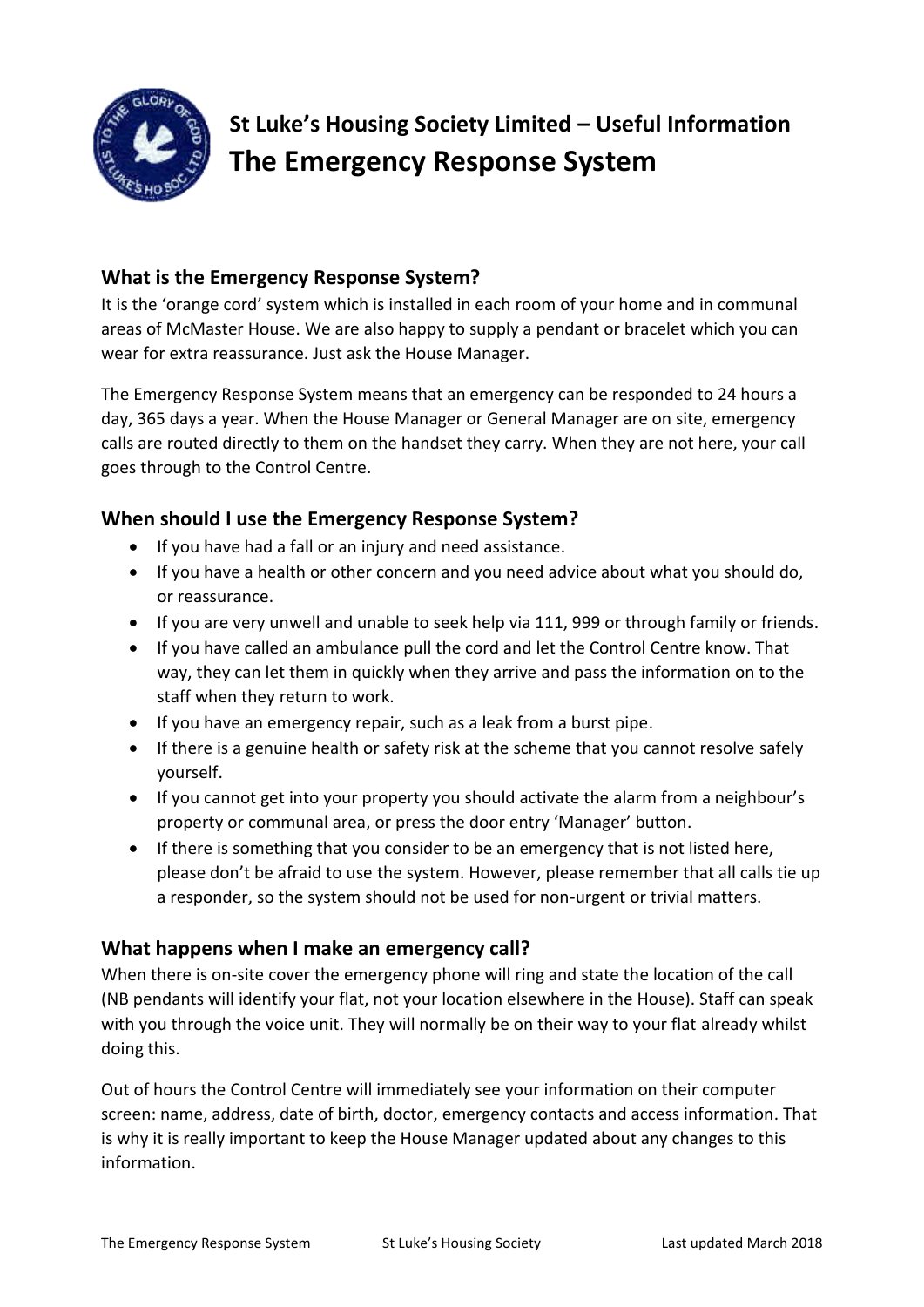# St Luke's Housing Society Limited – Useful Information
# The Emergency Response System

## What is the Emergency Response System?

It is the 'orange cord' system which is installed in each room of your home and in communal areas of McMaster House. We are also happy to supply a pendant or bracelet which you can wear for extra reassurance. Just ask the House Manager.

The Emergency Response System means that an emergency can be responded to 24 hours a day, 365 days a year. When the House Manager or General Manager are on site, emergency calls are routed directly to them on the handset they carry. When they are not here, your call goes through to the Control Centre.

## When should I use the Emergency Response System?

- If you have had a fall or an injury and need assistance.
- If you have a health or other concern and you need advice about what you should do, or reassurance.
- If you are very unwell and unable to seek help via 111, 999 or through family or friends.
- If you have called an ambulance pull the cord and let the Control Centre know. That way, they can let them in quickly when they arrive and pass the information on to the staff when they return to work.
- If you have an emergency repair, such as a leak from a burst pipe.
- If there is a genuine health or safety risk at the scheme that you cannot resolve safely yourself.
- If you cannot get into your property you should activate the alarm from a neighbour's property or communal area, or press the door entry 'Manager' button.
- If there is something that you consider to be an emergency that is not listed here, please don't be afraid to use the system. However, please remember that all calls tie up a responder, so the system should not be used for non-urgent or trivial matters.

## What happens when I make an emergency call?

When there is on-site cover the emergency phone will ring and state the location of the call (NB pendants will identify your flat, not your location elsewhere in the House). Staff can speak with you through the voice unit. They will normally be on their way to your flat already whilst doing this.

Out of hours the Control Centre will immediately see your information on their computer screen: name, address, date of birth, doctor, emergency contacts and access information. That is why it is really important to keep the House Manager updated about any changes to this information.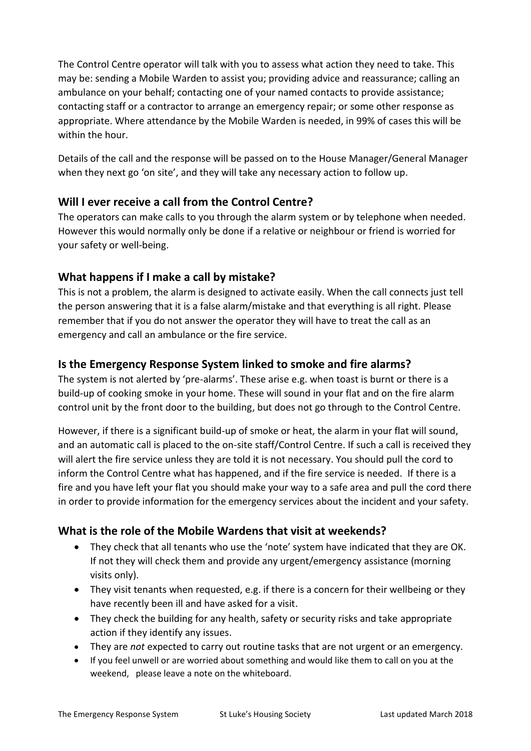The Control Centre operator will talk with you to assess what action they need to take. This may be: sending a Mobile Warden to assist you; providing advice and reassurance; calling an ambulance on your behalf; contacting one of your named contacts to provide assistance; contacting staff or a contractor to arrange an emergency repair; or some other response as appropriate. Where attendance by the Mobile Warden is needed, in 99% of cases this will be within the hour.

Details of the call and the response will be passed on to the House Manager/General Manager when they next go 'on site', and they will take any necessary action to follow up.

## Will I ever receive a call from the Control Centre?

The operators can make calls to you through the alarm system or by telephone when needed. However this would normally only be done if a relative or neighbour or friend is worried for your safety or well-being.

## What happens if I make a call by mistake?

This is not a problem, the alarm is designed to activate easily. When the call connects just tell the person answering that it is a false alarm/mistake and that everything is all right. Please remember that if you do not answer the operator they will have to treat the call as an emergency and call an ambulance or the fire service.

## Is the Emergency Response System linked to smoke and fire alarms?

The system is not alerted by 'pre-alarms'. These arise e.g. when toast is burnt or there is a build-up of cooking smoke in your home. These will sound in your flat and on the fire alarm control unit by the front door to the building, but does not go through to the Control Centre.

However, if there is a significant build-up of smoke or heat, the alarm in your flat will sound, and an automatic call is placed to the on-site staff/Control Centre. If such a call is received they will alert the fire service unless they are told it is not necessary. You should pull the cord to inform the Control Centre what has happened, and if the fire service is needed. If there is a fire and you have left your flat you should make your way to a safe area and pull the cord there in order to provide information for the emergency services about the incident and your safety.

## What is the role of the Mobile Wardens that visit at weekends?

- They check that all tenants who use the 'note' system have indicated that they are OK. If not they will check them and provide any urgent/emergency assistance (morning visits only).
- They visit tenants when requested, e.g. if there is a concern for their wellbeing or they have recently been ill and have asked for a visit.
- They check the building for any health, safety or security risks and take appropriate action if they identify any issues.
- They are *not* expected to carry out routine tasks that are not urgent or an emergency.
- If you feel unwell or are worried about something and would like them to call on you at the weekend, please leave a note on the whiteboard.